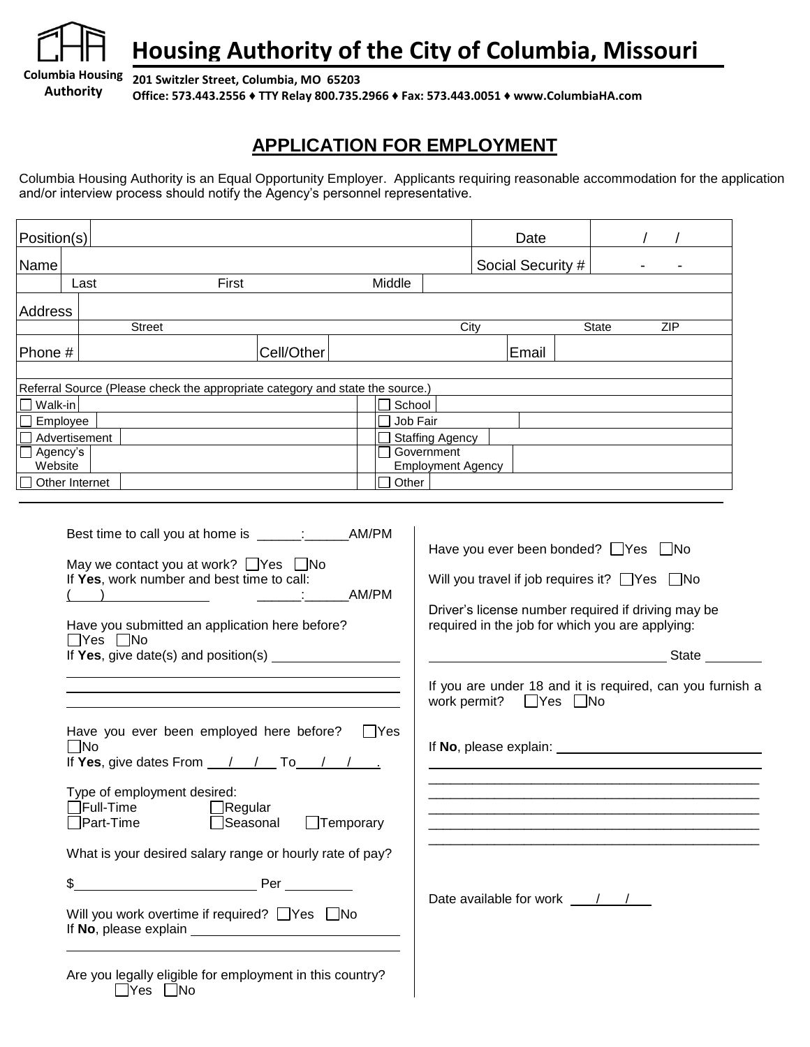# Housing Authority of the City of Columbia, Missouri

**Columbia Housing Authority**

**201 Switzler Street, Columbia, MO 65203**
**Office: 573.443.2556 ♦ TTY Relay 800.735.2966 ♦ Fax: 573.443.0051 ♦ www.ColumbiaHA.com**

## APPLICATION FOR EMPLOYMENT

Columbia Housing Authority is an Equal Opportunity Employer. Applicants requiring reasonable accommodation for the application and/or interview process should notify the Agency's personnel representative.

| Position(s) | | Date | / / |
|---|---|---|---|
| Name | | Social Security # | - - |
| | Last First Middle | | |
| Address | | | |
| | Street City State ZIP | | |
| Phone # | Cell/Other | Email | |

Referral Source (Please check the appropriate category and state the source.)

| | | | |
|---|---|---|---|
| ☐ Walk-in | | ☐ School | |
| ☐ Employee | | ☐ Job Fair | |
| ☐ Advertisement | | ☐ Staffing Agency | |
| ☐ Agency's Website | | ☐ Government Employment Agency | |
| ☐ Other Internet | | ☐ Other | |

Best time to call you at home is ______:______AM/PM

May we contact you at work? ☐Yes ☐No
If **Yes**, work number and best time to call:
( ) ______________ ______:______AM/PM

Have you submitted an application here before?
☐Yes ☐No
If **Yes**, give date(s) and position(s) ________________

Have you ever been employed here before? ☐Yes ☐No
If **Yes**, give dates From ___/___/___ To___/___/___.

Type of employment desired:
☐Full-Time ☐Regular
☐Part-Time ☐Seasonal ☐Temporary

What is your desired salary range or hourly rate of pay?

$________________________ Per _________

Will you work overtime if required? ☐Yes ☐No
If **No**, please explain ____________________________

Are you legally eligible for employment in this country?
☐Yes ☐No

Have you ever been bonded? ☐Yes ☐No

Will you travel if job requires it? ☐Yes ☐No

Driver's license number required if driving may be required in the job for which you are applying:

________________________________ State ________

If you are under 18 and it is required, can you furnish a work permit? ☐Yes ☐No

If **No**, please explain: ____________________________

Date available for work ___/___/___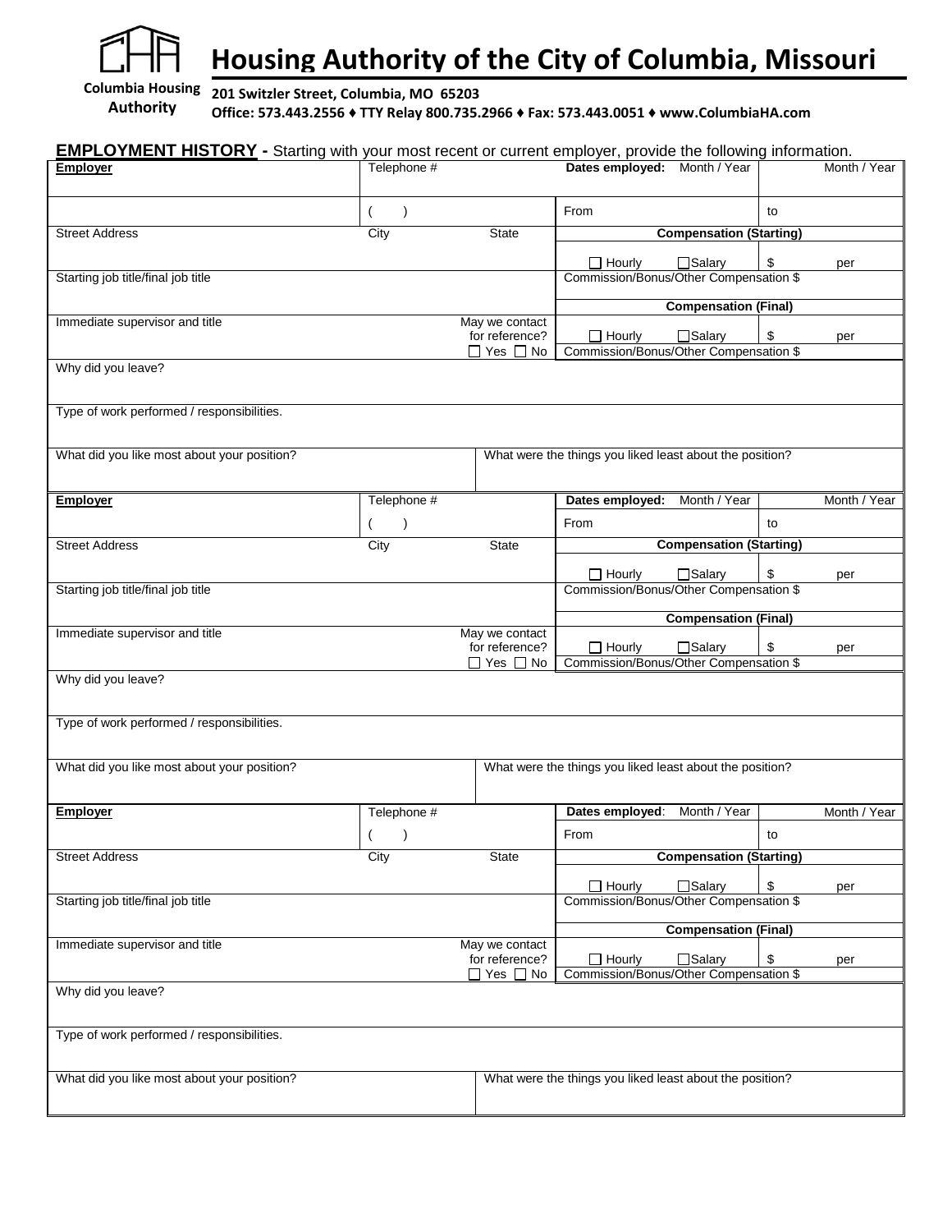# Housing Authority of the City of Columbia, Missouri

**Columbia Housing Authority**

**201 Switzler Street, Columbia, MO 65203**
**Office: 573.443.2556 ♦ TTY Relay 800.735.2966 ♦ Fax: 573.443.0051 ♦ www.ColumbiaHA.com**

**EMPLOYMENT HISTORY -** Starting with your most recent or current employer, provide the following information.

| **Employer** | Telephone # | | **Dates employed:** Month / Year | Month / Year |
|---|---|---|---|---|
| | (    ) | | From | to |
| Street Address | City | State | **Compensation (Starting)** | |
| | | | ☐ Hourly ☐ Salary | $ per |
| Starting job title/final job title | | | Commission/Bonus/Other Compensation $ | |
| | | | **Compensation (Final)** | |
| Immediate supervisor and title | | May we contact for reference? ☐ Yes ☐ No | ☐ Hourly ☐ Salary | $ per |
| | | | Commission/Bonus/Other Compensation $ | |
| Why did you leave? | | | | |
| Type of work performed / responsibilities. | | | | |
| What did you like most about your position? | | What were the things you liked least about the position? | | |

| **Employer** | Telephone # | | **Dates employed:** Month / Year | Month / Year |
|---|---|---|---|---|
| | (    ) | | From | to |
| Street Address | City | State | **Compensation (Starting)** | |
| | | | ☐ Hourly ☐ Salary | $ per |
| Starting job title/final job title | | | Commission/Bonus/Other Compensation $ | |
| | | | **Compensation (Final)** | |
| Immediate supervisor and title | | May we contact for reference? ☐ Yes ☐ No | ☐ Hourly ☐ Salary | $ per |
| | | | Commission/Bonus/Other Compensation $ | |
| Why did you leave? | | | | |
| Type of work performed / responsibilities. | | | | |
| What did you like most about your position? | | What were the things you liked least about the position? | | |

| **Employer** | Telephone # | | **Dates employed**: Month / Year | Month / Year |
|---|---|---|---|---|
| | (    ) | | From | to |
| Street Address | City | State | **Compensation (Starting)** | |
| | | | ☐ Hourly ☐ Salary | $ per |
| Starting job title/final job title | | | Commission/Bonus/Other Compensation $ | |
| | | | **Compensation (Final)** | |
| Immediate supervisor and title | | May we contact for reference? ☐ Yes ☐ No | ☐ Hourly ☐ Salary | $ per |
| | | | Commission/Bonus/Other Compensation $ | |
| Why did you leave? | | | | |
| Type of work performed / responsibilities. | | | | |
| What did you like most about your position? | | What were the things you liked least about the position? | | |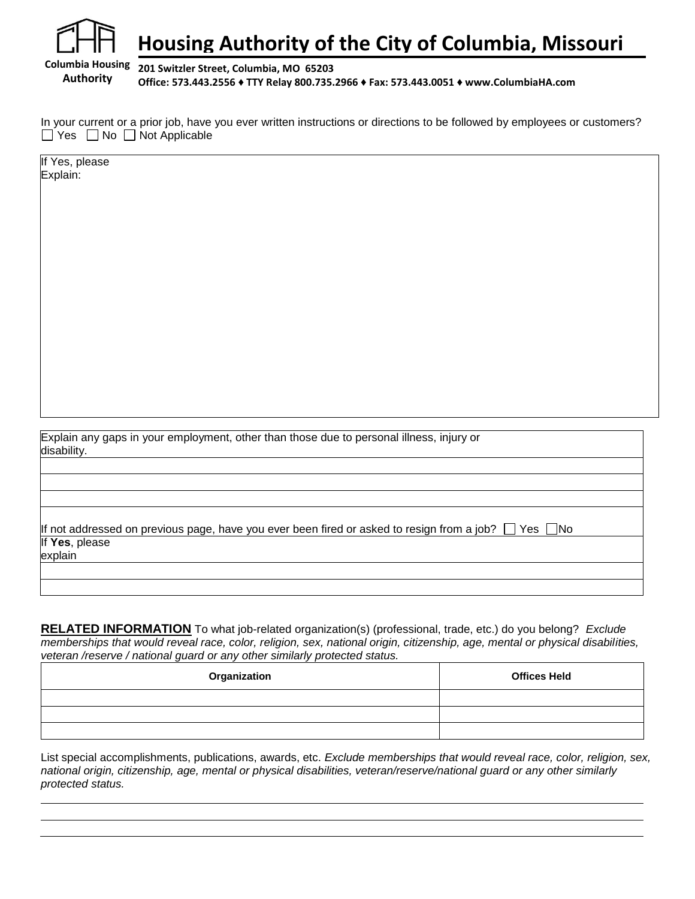# Housing Authority of the City of Columbia, Missouri

**Columbia Housing Authority**

**201 Switzler Street, Columbia, MO 65203**
**Office: 573.443.2556 ♦ TTY Relay 800.735.2966 ♦ Fax: 573.443.0051 ♦ www.ColumbiaHA.com**

In your current or a prior job, have you ever written instructions or directions to be followed by employees or customers?
☐ Yes ☐ No ☐ Not Applicable

| If Yes, please Explain: |
|---|
| |

| Explain any gaps in your employment, other than those due to personal illness, injury or disability. |
|---|
| |
| |
| |
| If not addressed on previous page, have you ever been fired or asked to resign from a job? ☐ Yes ☐ No |
| If **Yes**, please explain |
| |
| |

**RELATED INFORMATION** To what job-related organization(s) (professional, trade, etc.) do you belong? *Exclude memberships that would reveal race, color, religion, sex, national origin, citizenship, age, mental or physical disabilities, veteran /reserve / national guard or any other similarly protected status.*

| Organization | Offices Held |
|---|---|
| | |
| | |
| | |

List special accomplishments, publications, awards, etc. *Exclude memberships that would reveal race, color, religion, sex, national origin, citizenship, age, mental or physical disabilities, veteran/reserve/national guard or any other similarly protected status.*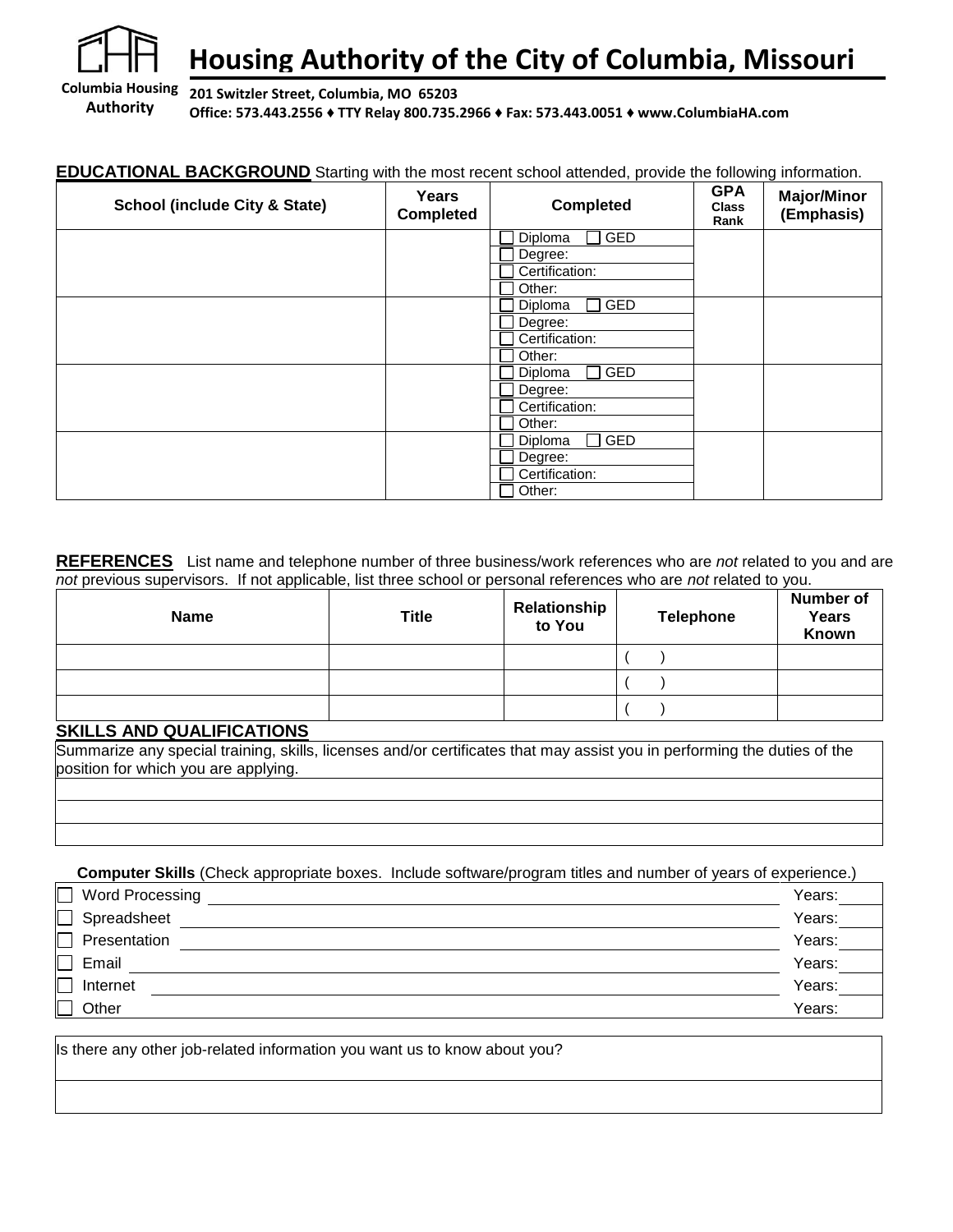# Housing Authority of the City of Columbia, Missouri

Columbia Housing Authority

201 Switzler Street, Columbia, MO 65203
Office: 573.443.2556 ♦ TTY Relay 800.735.2966 ♦ Fax: 573.443.0051 ♦ www.ColumbiaHA.com

**EDUCATIONAL BACKGROUND** Starting with the most recent school attended, provide the following information.

| School (include City & State) | Years Completed | Completed | GPA Class Rank | Major/Minor (Emphasis) |
|---|---|---|---|---|
| | | ☐ Diploma ☐ GED<br>☐ Degree:<br>☐ Certification:<br>☐ Other: | | |
| | | ☐ Diploma ☐ GED<br>☐ Degree:<br>☐ Certification:<br>☐ Other: | | |
| | | ☐ Diploma ☐ GED<br>☐ Degree:<br>☐ Certification:<br>☐ Other: | | |
| | | ☐ Diploma ☐ GED<br>☐ Degree:<br>☐ Certification:<br>☐ Other: | | |

**REFERENCES** List name and telephone number of three business/work references who are *not* related to you and are *not* previous supervisors. If not applicable, list three school or personal references who are *not* related to you.

| Name | Title | Relationship to You | Telephone | Number of Years Known |
|---|---|---|---|---|
| | | | ( ) | |
| | | | ( ) | |
| | | | ( ) | |

**SKILLS AND QUALIFICATIONS**

Summarize any special training, skills, licenses and/or certificates that may assist you in performing the duties of the position for which you are applying.

**Computer Skills** (Check appropriate boxes. Include software/program titles and number of years of experience.)

☐ Word Processing ______ Years: ______
☐ Spreadsheet ______ Years: ______
☐ Presentation ______ Years: ______
☐ Email ______ Years: ______
☐ Internet ______ Years: ______
☐ Other ______ Years: ______

Is there any other job-related information you want us to know about you?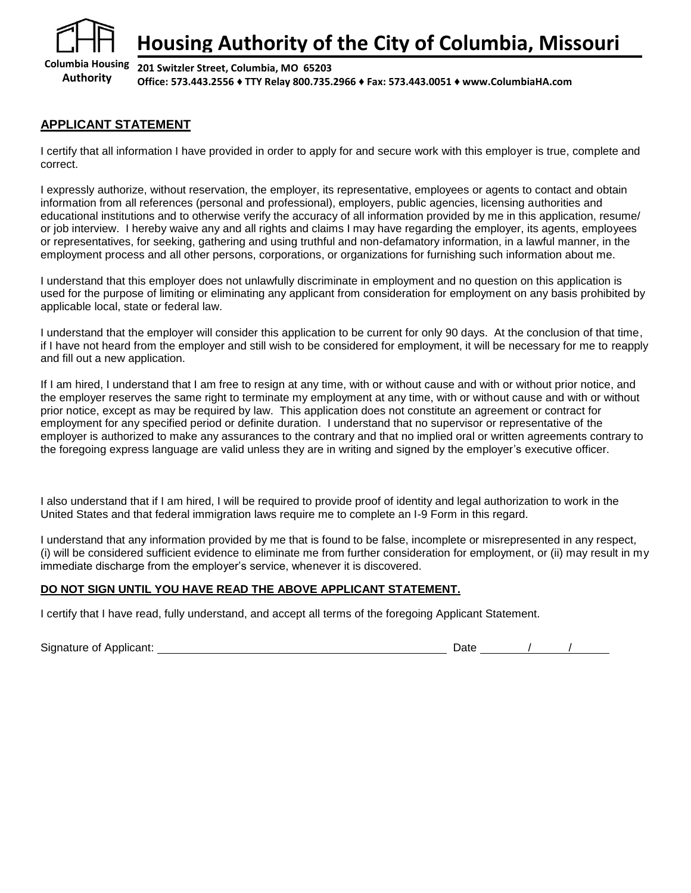# Housing Authority of the City of Columbia, Missouri

Columbia Housing Authority

**201 Switzler Street, Columbia, MO 65203**
**Office: 573.443.2556 ♦ TTY Relay 800.735.2966 ♦ Fax: 573.443.0051 ♦ www.ColumbiaHA.com**

## APPLICANT STATEMENT

I certify that all information I have provided in order to apply for and secure work with this employer is true, complete and correct.

I expressly authorize, without reservation, the employer, its representative, employees or agents to contact and obtain information from all references (personal and professional), employers, public agencies, licensing authorities and educational institutions and to otherwise verify the accuracy of all information provided by me in this application, resume/ or job interview. I hereby waive any and all rights and claims I may have regarding the employer, its agents, employees or representatives, for seeking, gathering and using truthful and non-defamatory information, in a lawful manner, in the employment process and all other persons, corporations, or organizations for furnishing such information about me.

I understand that this employer does not unlawfully discriminate in employment and no question on this application is used for the purpose of limiting or eliminating any applicant from consideration for employment on any basis prohibited by applicable local, state or federal law.

I understand that the employer will consider this application to be current for only 90 days. At the conclusion of that time, if I have not heard from the employer and still wish to be considered for employment, it will be necessary for me to reapply and fill out a new application.

If I am hired, I understand that I am free to resign at any time, with or without cause and with or without prior notice, and the employer reserves the same right to terminate my employment at any time, with or without cause and with or without prior notice, except as may be required by law. This application does not constitute an agreement or contract for employment for any specified period or definite duration. I understand that no supervisor or representative of the employer is authorized to make any assurances to the contrary and that no implied oral or written agreements contrary to the foregoing express language are valid unless they are in writing and signed by the employer's executive officer.

I also understand that if I am hired, I will be required to provide proof of identity and legal authorization to work in the United States and that federal immigration laws require me to complete an I-9 Form in this regard.

I understand that any information provided by me that is found to be false, incomplete or misrepresented in any respect, (i) will be considered sufficient evidence to eliminate me from further consideration for employment, or (ii) may result in my immediate discharge from the employer's service, whenever it is discovered.

**DO NOT SIGN UNTIL YOU HAVE READ THE ABOVE APPLICANT STATEMENT.**

I certify that I have read, fully understand, and accept all terms of the foregoing Applicant Statement.

Signature of Applicant: ____________________________________________ Date _______/______/______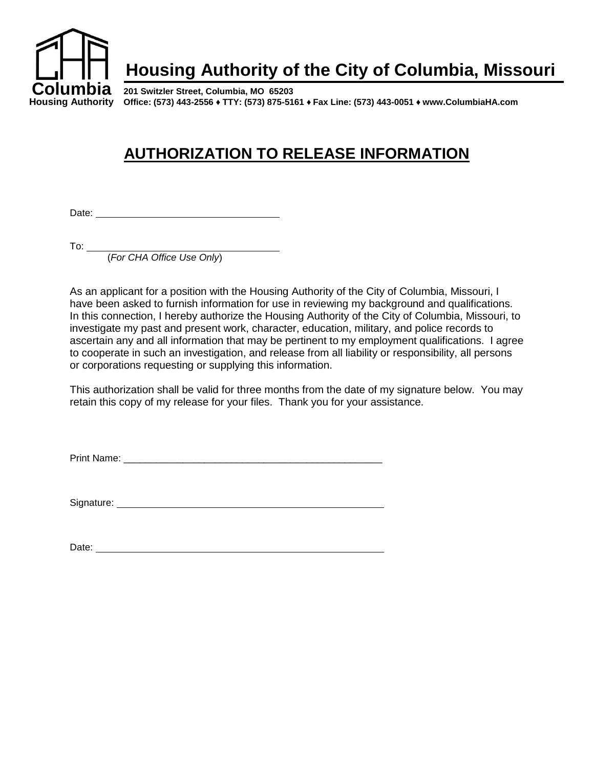**Columbia**
**Housing Authority**

# Housing Authority of the City of Columbia, Missouri

**201 Switzler Street, Columbia, MO 65203**
**Office: (573) 443-2556 ♦ TTY: (573) 875-5161 ♦ Fax Line: (573) 443-0051 ♦ www.ColumbiaHA.com**

## AUTHORIZATION TO RELEASE INFORMATION

Date: ______________________________

To: ______________________________
(*For CHA Office Use Only*)

As an applicant for a position with the Housing Authority of the City of Columbia, Missouri, I have been asked to furnish information for use in reviewing my background and qualifications. In this connection, I hereby authorize the Housing Authority of the City of Columbia, Missouri, to investigate my past and present work, character, education, military, and police records to ascertain any and all information that may be pertinent to my employment qualifications. I agree to cooperate in such an investigation, and release from all liability or responsibility, all persons or corporations requesting or supplying this information.

This authorization shall be valid for three months from the date of my signature below. You may retain this copy of my release for your files. Thank you for your assistance.

Print Name: _______________________________________________

Signature: _______________________________________________

Date: _______________________________________________